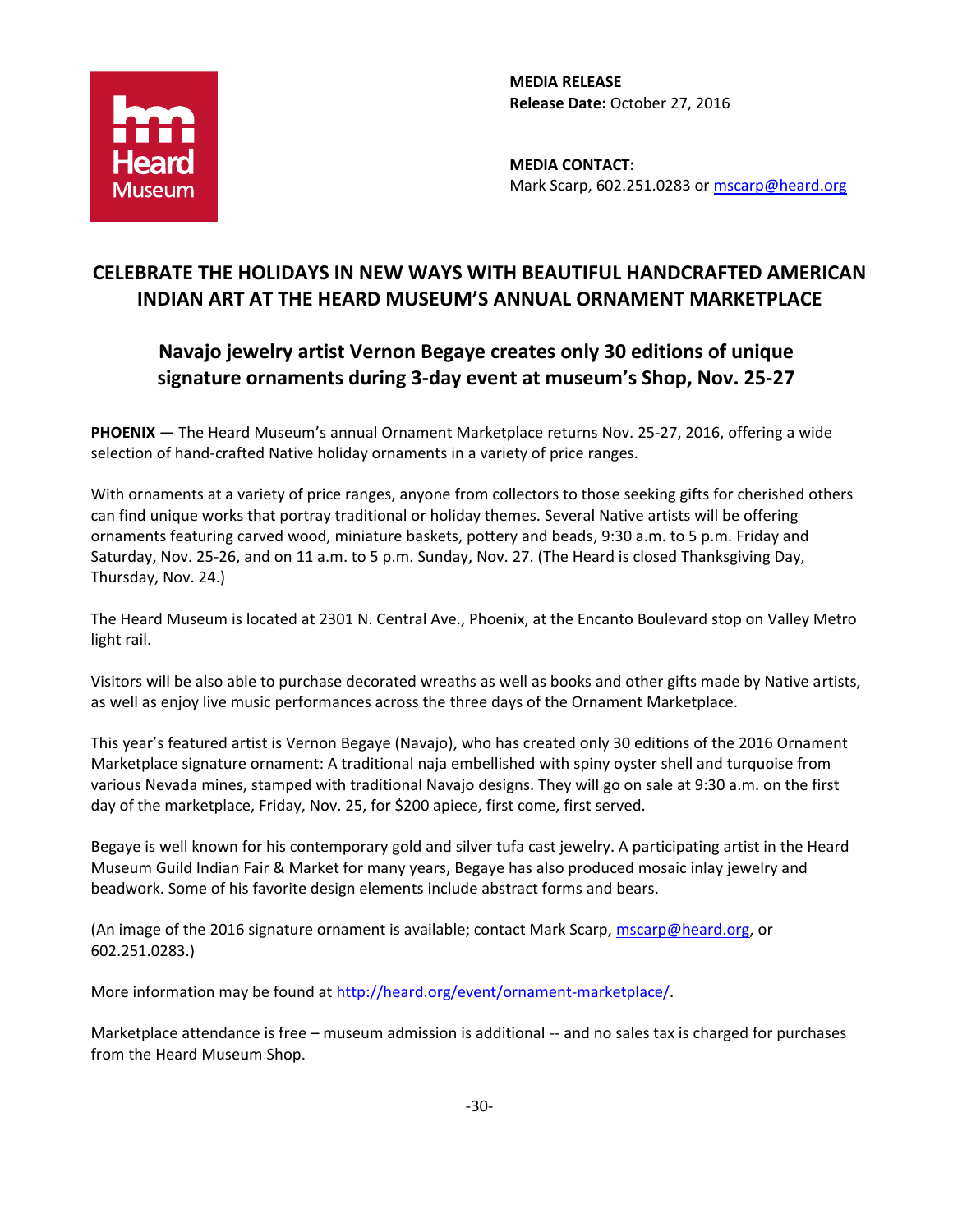Heard Museum

**MEDIA RELEASE**
**Release Date:** October 27, 2016

**MEDIA CONTACT:**
Mark Scarp, 602.251.0283 or mscarp@heard.org

# CELEBRATE THE HOLIDAYS IN NEW WAYS WITH BEAUTIFUL HANDCRAFTED AMERICAN INDIAN ART AT THE HEARD MUSEUM'S ANNUAL ORNAMENT MARKETPLACE

## Navajo jewelry artist Vernon Begaye creates only 30 editions of unique signature ornaments during 3-day event at museum's Shop, Nov. 25-27

**PHOENIX** — The Heard Museum's annual Ornament Marketplace returns Nov. 25-27, 2016, offering a wide selection of hand-crafted Native holiday ornaments in a variety of price ranges.

With ornaments at a variety of price ranges, anyone from collectors to those seeking gifts for cherished others can find unique works that portray traditional or holiday themes. Several Native artists will be offering ornaments featuring carved wood, miniature baskets, pottery and beads, 9:30 a.m. to 5 p.m. Friday and Saturday, Nov. 25-26, and on 11 a.m. to 5 p.m. Sunday, Nov. 27. (The Heard is closed Thanksgiving Day, Thursday, Nov. 24.)

The Heard Museum is located at 2301 N. Central Ave., Phoenix, at the Encanto Boulevard stop on Valley Metro light rail.

Visitors will be also able to purchase decorated wreaths as well as books and other gifts made by Native artists, as well as enjoy live music performances across the three days of the Ornament Marketplace.

This year's featured artist is Vernon Begaye (Navajo), who has created only 30 editions of the 2016 Ornament Marketplace signature ornament: A traditional naja embellished with spiny oyster shell and turquoise from various Nevada mines, stamped with traditional Navajo designs. They will go on sale at 9:30 a.m. on the first day of the marketplace, Friday, Nov. 25, for $200 apiece, first come, first served.

Begaye is well known for his contemporary gold and silver tufa cast jewelry. A participating artist in the Heard Museum Guild Indian Fair & Market for many years, Begaye has also produced mosaic inlay jewelry and beadwork. Some of his favorite design elements include abstract forms and bears.

(An image of the 2016 signature ornament is available; contact Mark Scarp, mscarp@heard.org, or 602.251.0283.)

More information may be found at http://heard.org/event/ornament-marketplace/.

Marketplace attendance is free – museum admission is additional -- and no sales tax is charged for purchases from the Heard Museum Shop.

-30-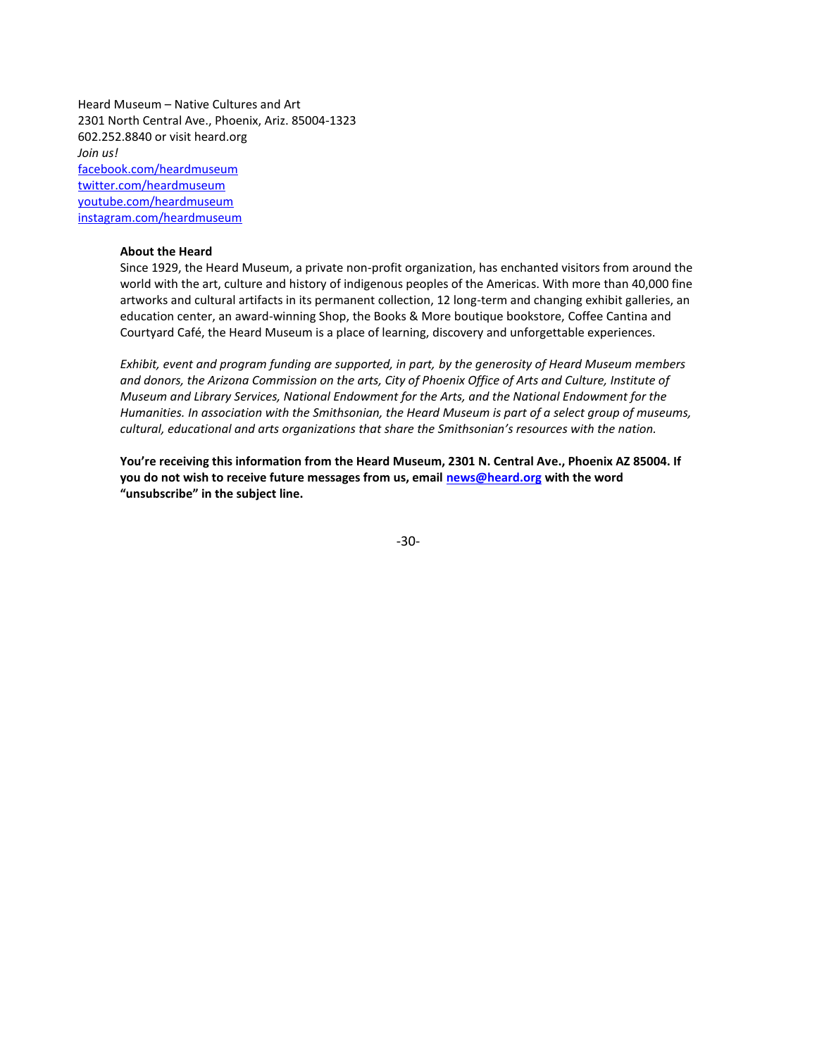Heard Museum – Native Cultures and Art
2301 North Central Ave., Phoenix, Ariz. 85004-1323
602.252.8840 or visit heard.org
*Join us!*
facebook.com/heardmuseum
twitter.com/heardmuseum
youtube.com/heardmuseum
instagram.com/heardmuseum

**About the Heard**

Since 1929, the Heard Museum, a private non-profit organization, has enchanted visitors from around the world with the art, culture and history of indigenous peoples of the Americas. With more than 40,000 fine artworks and cultural artifacts in its permanent collection, 12 long-term and changing exhibit galleries, an education center, an award-winning Shop, the Books & More boutique bookstore, Coffee Cantina and Courtyard Café, the Heard Museum is a place of learning, discovery and unforgettable experiences.

*Exhibit, event and program funding are supported, in part, by the generosity of Heard Museum members and donors, the Arizona Commission on the arts, City of Phoenix Office of Arts and Culture, Institute of Museum and Library Services, National Endowment for the Arts, and the National Endowment for the Humanities. In association with the Smithsonian, the Heard Museum is part of a select group of museums, cultural, educational and arts organizations that share the Smithsonian's resources with the nation.*

**You're receiving this information from the Heard Museum, 2301 N. Central Ave., Phoenix AZ 85004. If you do not wish to receive future messages from us, email news@heard.org with the word "unsubscribe" in the subject line.**

-30-